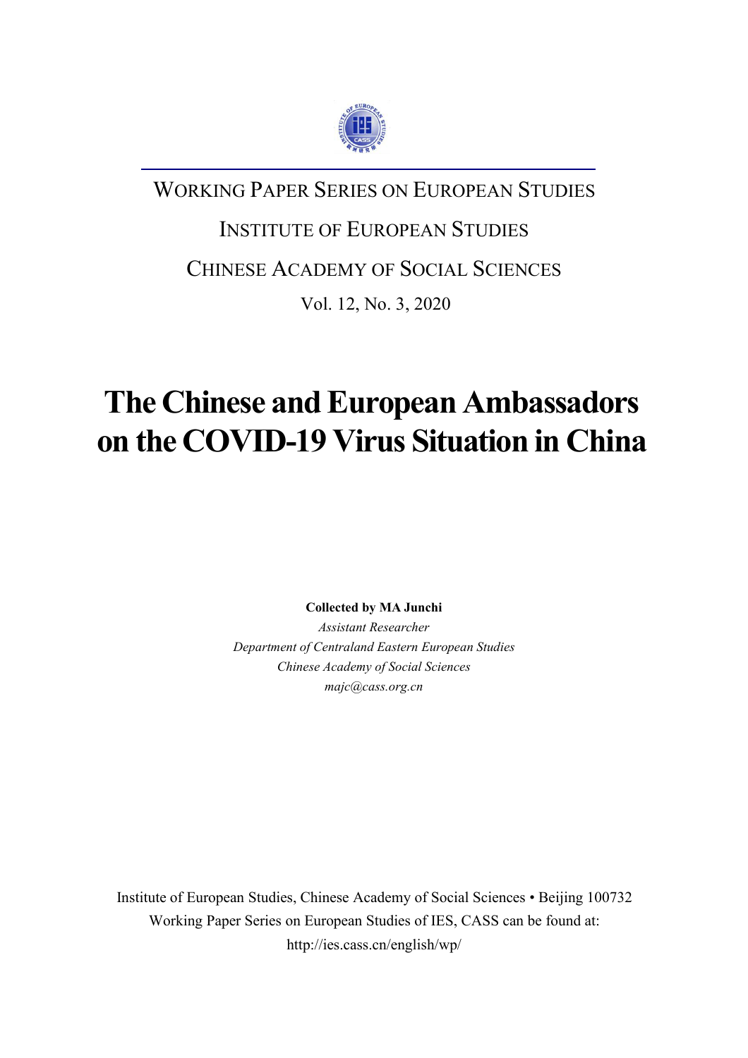WORKING PAPER SERIES ON EUROPEAN STUDIES

INSTITUTE OF EUROPEAN STUDIES

CHINESE ACADEMY OF SOCIAL SCIENCES

Vol. 12, No. 3, 2020

# The Chinese and European Ambassadors on the COVID-19 Virus Situation in China

**Collected by MA Junchi**

*Assistant Researcher*

*Department of Centraland Eastern European Studies*

*Chinese Academy of Social Sciences*

*majc@cass.org.cn*

Institute of European Studies, Chinese Academy of Social Sciences • Beijing 100732

Working Paper Series on European Studies of IES, CASS can be found at:

http://ies.cass.cn/english/wp/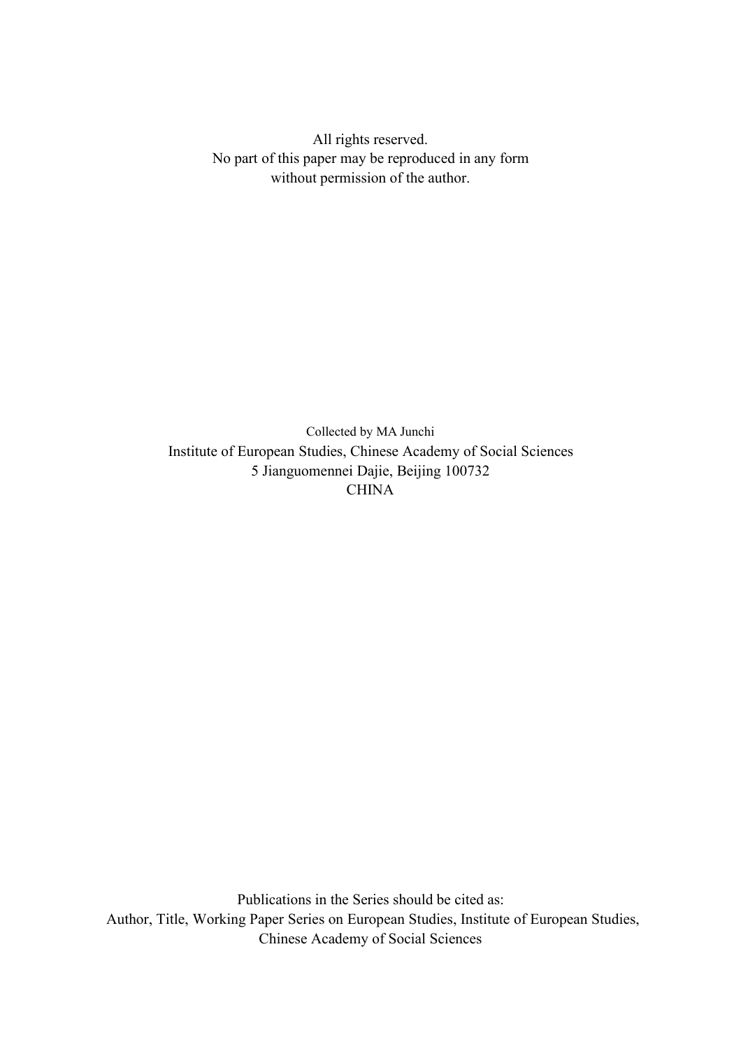All rights reserved.
No part of this paper may be reproduced in any form
without permission of the author.

Collected by MA Junchi
Institute of European Studies, Chinese Academy of Social Sciences
5 Jianguomennei Dajie, Beijing 100732
CHINA

Publications in the Series should be cited as:
Author, Title, Working Paper Series on European Studies, Institute of European Studies, Chinese Academy of Social Sciences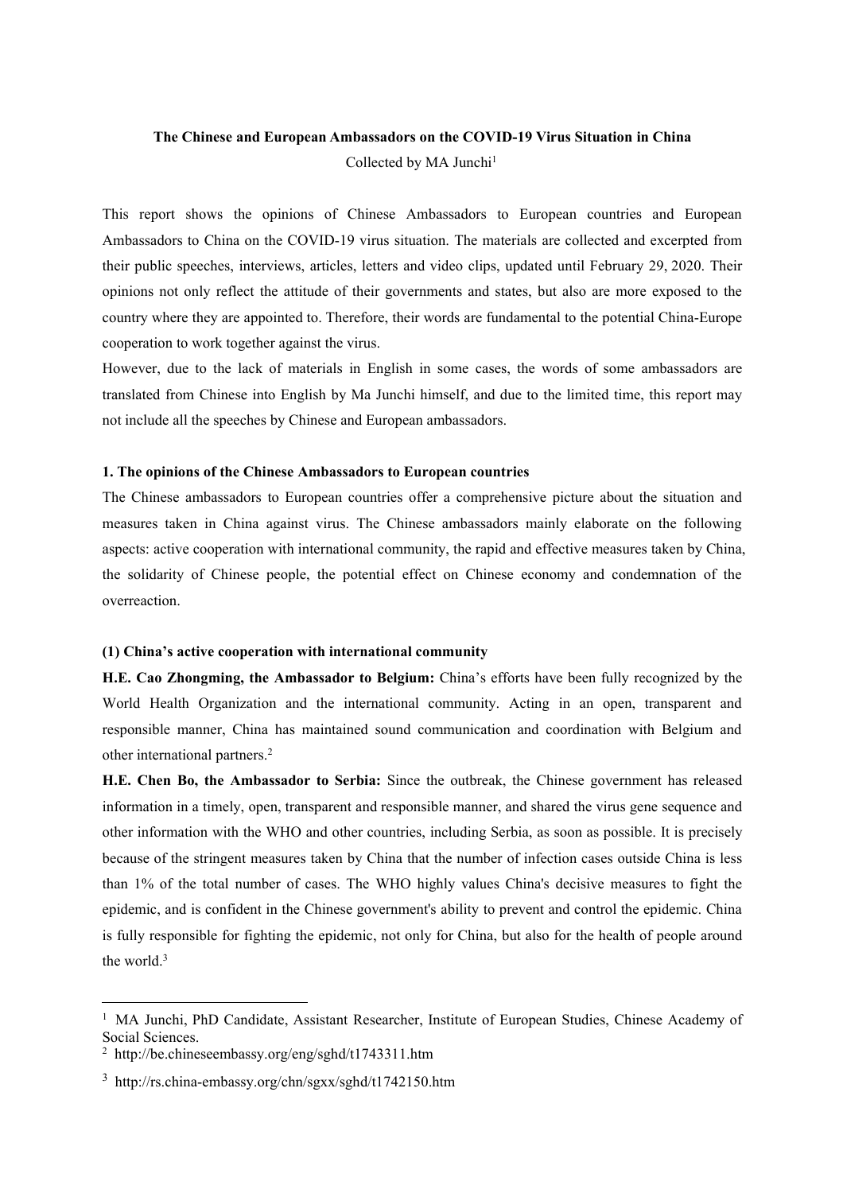**The Chinese and European Ambassadors on the COVID-19 Virus Situation in China**

Collected by MA Junchi[1]

This report shows the opinions of Chinese Ambassadors to European countries and European Ambassadors to China on the COVID-19 virus situation. The materials are collected and excerpted from their public speeches, interviews, articles, letters and video clips, updated until February 29, 2020. Their opinions not only reflect the attitude of their governments and states, but also are more exposed to the country where they are appointed to. Therefore, their words are fundamental to the potential China-Europe cooperation to work together against the virus.

However, due to the lack of materials in English in some cases, the words of some ambassadors are translated from Chinese into English by Ma Junchi himself, and due to the limited time, this report may not include all the speeches by Chinese and European ambassadors.

**1. The opinions of the Chinese Ambassadors to European countries**

The Chinese ambassadors to European countries offer a comprehensive picture about the situation and measures taken in China against virus. The Chinese ambassadors mainly elaborate on the following aspects: active cooperation with international community, the rapid and effective measures taken by China, the solidarity of Chinese people, the potential effect on Chinese economy and condemnation of the overreaction.

**(1) China's active cooperation with international community**

**H.E. Cao Zhongming, the Ambassador to Belgium:** China's efforts have been fully recognized by the World Health Organization and the international community. Acting in an open, transparent and responsible manner, China has maintained sound communication and coordination with Belgium and other international partners.[2]

**H.E. Chen Bo, the Ambassador to Serbia:** Since the outbreak, the Chinese government has released information in a timely, open, transparent and responsible manner, and shared the virus gene sequence and other information with the WHO and other countries, including Serbia, as soon as possible. It is precisely because of the stringent measures taken by China that the number of infection cases outside China is less than 1% of the total number of cases. The WHO highly values China's decisive measures to fight the epidemic, and is confident in the Chinese government's ability to prevent and control the epidemic. China is fully responsible for fighting the epidemic, not only for China, but also for the health of people around the world.[3]

---

[1] MA Junchi, PhD Candidate, Assistant Researcher, Institute of European Studies, Chinese Academy of Social Sciences.

[2] http://be.chineseembassy.org/eng/sghd/t1743311.htm

[3] http://rs.china-embassy.org/chn/sgxx/sghd/t1742150.htm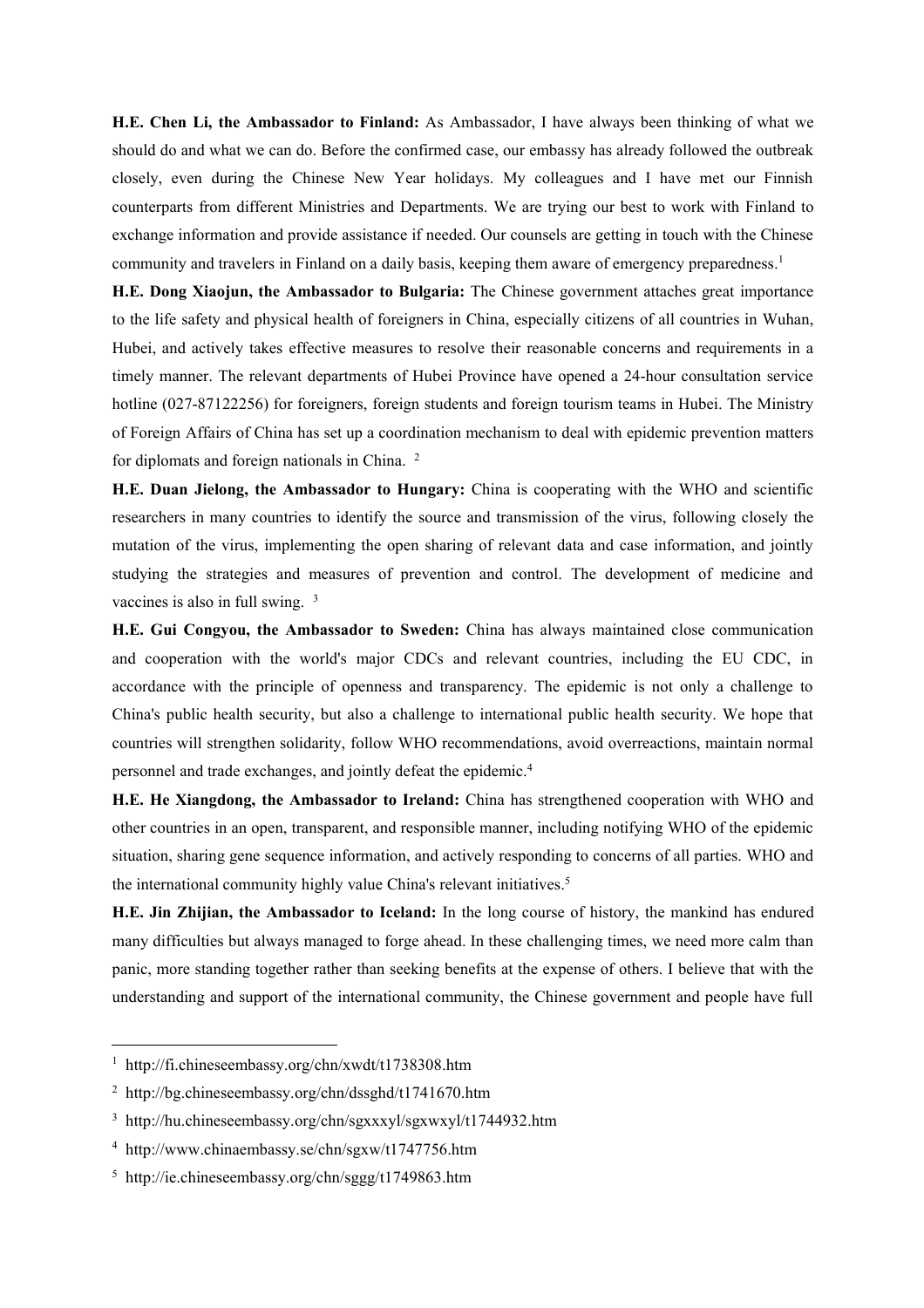**H.E. Chen Li, the Ambassador to Finland:** As Ambassador, I have always been thinking of what we should do and what we can do. Before the confirmed case, our embassy has already followed the outbreak closely, even during the Chinese New Year holidays. My colleagues and I have met our Finnish counterparts from different Ministries and Departments. We are trying our best to work with Finland to exchange information and provide assistance if needed. Our counsels are getting in touch with the Chinese community and travelers in Finland on a daily basis, keeping them aware of emergency preparedness.[1]

**H.E. Dong Xiaojun, the Ambassador to Bulgaria:** The Chinese government attaches great importance to the life safety and physical health of foreigners in China, especially citizens of all countries in Wuhan, Hubei, and actively takes effective measures to resolve their reasonable concerns and requirements in a timely manner. The relevant departments of Hubei Province have opened a 24-hour consultation service hotline (027-87122256) for foreigners, foreign students and foreign tourism teams in Hubei. The Ministry of Foreign Affairs of China has set up a coordination mechanism to deal with epidemic prevention matters for diplomats and foreign nationals in China. [2]

**H.E. Duan Jielong, the Ambassador to Hungary:** China is cooperating with the WHO and scientific researchers in many countries to identify the source and transmission of the virus, following closely the mutation of the virus, implementing the open sharing of relevant data and case information, and jointly studying the strategies and measures of prevention and control. The development of medicine and vaccines is also in full swing. [3]

**H.E. Gui Congyou, the Ambassador to Sweden:** China has always maintained close communication and cooperation with the world's major CDCs and relevant countries, including the EU CDC, in accordance with the principle of openness and transparency. The epidemic is not only a challenge to China's public health security, but also a challenge to international public health security. We hope that countries will strengthen solidarity, follow WHO recommendations, avoid overreactions, maintain normal personnel and trade exchanges, and jointly defeat the epidemic.[4]

**H.E. He Xiangdong, the Ambassador to Ireland:** China has strengthened cooperation with WHO and other countries in an open, transparent, and responsible manner, including notifying WHO of the epidemic situation, sharing gene sequence information, and actively responding to concerns of all parties. WHO and the international community highly value China's relevant initiatives.[5]

**H.E. Jin Zhijian, the Ambassador to Iceland:** In the long course of history, the mankind has endured many difficulties but always managed to forge ahead. In these challenging times, we need more calm than panic, more standing together rather than seeking benefits at the expense of others. I believe that with the understanding and support of the international community, the Chinese government and people have full

[1] http://fi.chineseembassy.org/chn/xwdt/t1738308.htm

[2] http://bg.chineseembassy.org/chn/dssghd/t1741670.htm

[3] http://hu.chineseembassy.org/chn/sgxxxyl/sgxwxyl/t1744932.htm

[4] http://www.chinaembassy.se/chn/sgxw/t1747756.htm

[5] http://ie.chineseembassy.org/chn/sggg/t1749863.htm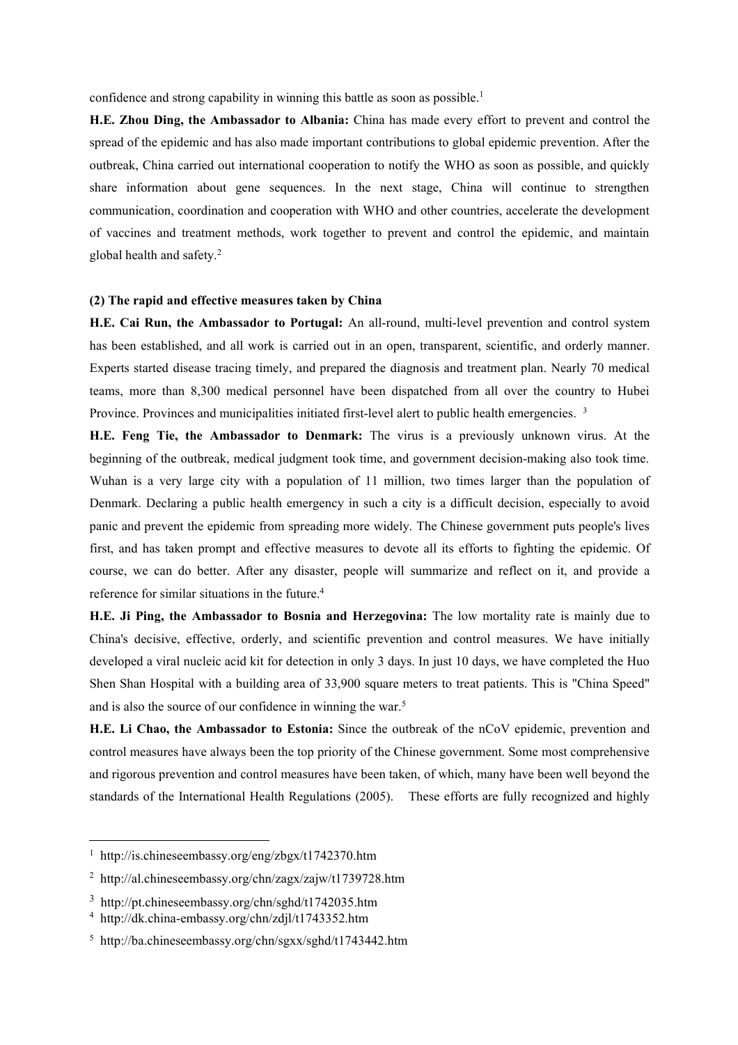confidence and strong capability in winning this battle as soon as possible.[1]

**H.E. Zhou Ding, the Ambassador to Albania:** China has made every effort to prevent and control the spread of the epidemic and has also made important contributions to global epidemic prevention. After the outbreak, China carried out international cooperation to notify the WHO as soon as possible, and quickly share information about gene sequences. In the next stage, China will continue to strengthen communication, coordination and cooperation with WHO and other countries, accelerate the development of vaccines and treatment methods, work together to prevent and control the epidemic, and maintain global health and safety.[2]

**(2) The rapid and effective measures taken by China**

**H.E. Cai Run, the Ambassador to Portugal:** An all-round, multi-level prevention and control system has been established, and all work is carried out in an open, transparent, scientific, and orderly manner. Experts started disease tracing timely, and prepared the diagnosis and treatment plan. Nearly 70 medical teams, more than 8,300 medical personnel have been dispatched from all over the country to Hubei Province. Provinces and municipalities initiated first-level alert to public health emergencies. [3]

**H.E. Feng Tie, the Ambassador to Denmark:** The virus is a previously unknown virus. At the beginning of the outbreak, medical judgment took time, and government decision-making also took time. Wuhan is a very large city with a population of 11 million, two times larger than the population of Denmark. Declaring a public health emergency in such a city is a difficult decision, especially to avoid panic and prevent the epidemic from spreading more widely. The Chinese government puts people's lives first, and has taken prompt and effective measures to devote all its efforts to fighting the epidemic. Of course, we can do better. After any disaster, people will summarize and reflect on it, and provide a reference for similar situations in the future.[4]

**H.E. Ji Ping, the Ambassador to Bosnia and Herzegovina:** The low mortality rate is mainly due to China's decisive, effective, orderly, and scientific prevention and control measures. We have initially developed a viral nucleic acid kit for detection in only 3 days. In just 10 days, we have completed the Huo Shen Shan Hospital with a building area of 33,900 square meters to treat patients. This is "China Speed" and is also the source of our confidence in winning the war.[5]

**H.E. Li Chao, the Ambassador to Estonia:** Since the outbreak of the nCoV epidemic, prevention and control measures have always been the top priority of the Chinese government. Some most comprehensive and rigorous prevention and control measures have been taken, of which, many have been well beyond the standards of the International Health Regulations (2005). These efforts are fully recognized and highly

---

[1] http://is.chineseembassy.org/eng/zbgx/t1742370.htm

[2] http://al.chineseembassy.org/chn/zagx/zajw/t1739728.htm

[3] http://pt.chineseembassy.org/chn/sghd/t1742035.htm

[4] http://dk.china-embassy.org/chn/zdjl/t1743352.htm

[5] http://ba.chineseembassy.org/chn/sgxx/sghd/t1743442.htm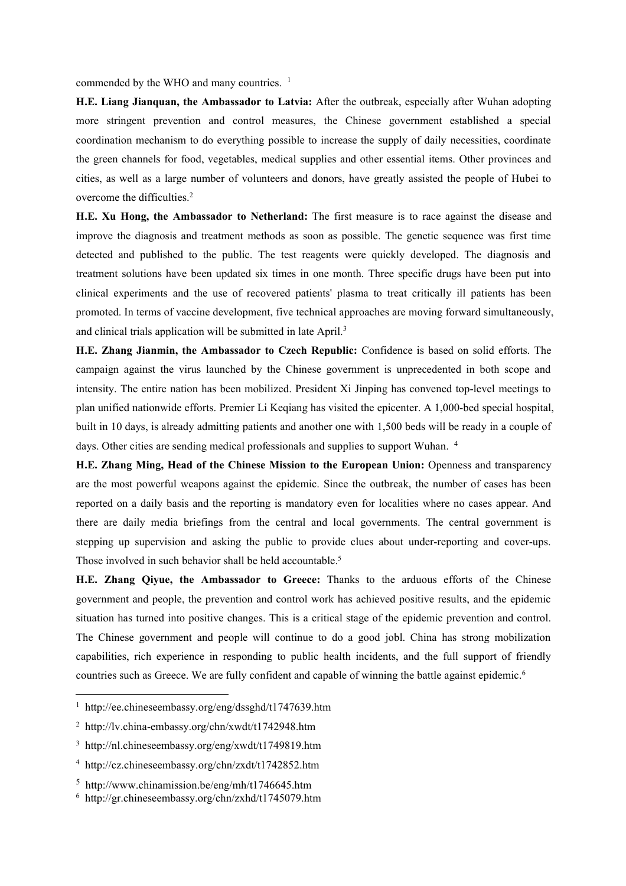commended by the WHO and many countries. [1]

**H.E. Liang Jianquan, the Ambassador to Latvia:** After the outbreak, especially after Wuhan adopting more stringent prevention and control measures, the Chinese government established a special coordination mechanism to do everything possible to increase the supply of daily necessities, coordinate the green channels for food, vegetables, medical supplies and other essential items. Other provinces and cities, as well as a large number of volunteers and donors, have greatly assisted the people of Hubei to overcome the difficulties.[2]

**H.E. Xu Hong, the Ambassador to Netherland:** The first measure is to race against the disease and improve the diagnosis and treatment methods as soon as possible. The genetic sequence was first time detected and published to the public. The test reagents were quickly developed. The diagnosis and treatment solutions have been updated six times in one month. Three specific drugs have been put into clinical experiments and the use of recovered patients' plasma to treat critically ill patients has been promoted. In terms of vaccine development, five technical approaches are moving forward simultaneously, and clinical trials application will be submitted in late April.[3]

**H.E. Zhang Jianmin, the Ambassador to Czech Republic:** Confidence is based on solid efforts. The campaign against the virus launched by the Chinese government is unprecedented in both scope and intensity. The entire nation has been mobilized. President Xi Jinping has convened top-level meetings to plan unified nationwide efforts. Premier Li Keqiang has visited the epicenter. A 1,000-bed special hospital, built in 10 days, is already admitting patients and another one with 1,500 beds will be ready in a couple of days. Other cities are sending medical professionals and supplies to support Wuhan. [4]

**H.E. Zhang Ming, Head of the Chinese Mission to the European Union:** Openness and transparency are the most powerful weapons against the epidemic. Since the outbreak, the number of cases has been reported on a daily basis and the reporting is mandatory even for localities where no cases appear. And there are daily media briefings from the central and local governments. The central government is stepping up supervision and asking the public to provide clues about under-reporting and cover-ups. Those involved in such behavior shall be held accountable.[5]

**H.E. Zhang Qiyue, the Ambassador to Greece:** Thanks to the arduous efforts of the Chinese government and people, the prevention and control work has achieved positive results, and the epidemic situation has turned into positive changes. This is a critical stage of the epidemic prevention and control. The Chinese government and people will continue to do a good jobl. China has strong mobilization capabilities, rich experience in responding to public health incidents, and the full support of friendly countries such as Greece. We are fully confident and capable of winning the battle against epidemic.[6]

---

[1] http://ee.chineseembassy.org/eng/dssghd/t1747639.htm

[2] http://lv.china-embassy.org/chn/xwdt/t1742948.htm

[3] http://nl.chineseembassy.org/eng/xwdt/t1749819.htm

[4] http://cz.chineseembassy.org/chn/zxdt/t1742852.htm

[5] http://www.chinamission.be/eng/mh/t1746645.htm

[6] http://gr.chineseembassy.org/chn/zxhd/t1745079.htm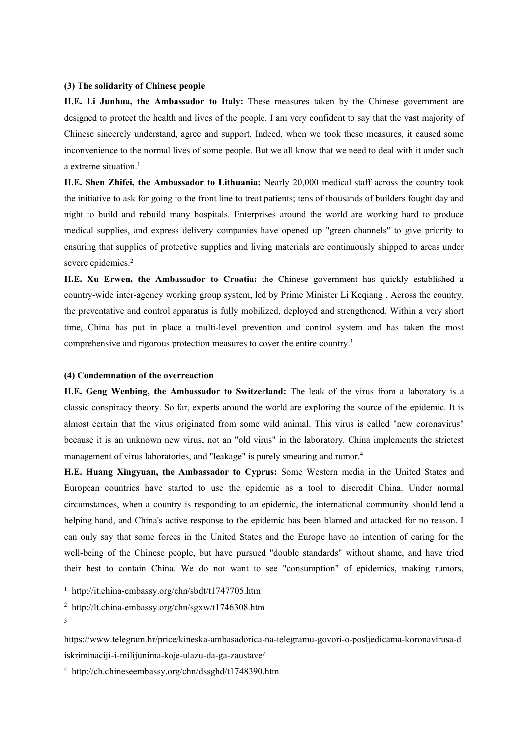**(3) The solidarity of Chinese people**

**H.E. Li Junhua, the Ambassador to Italy:** These measures taken by the Chinese government are designed to protect the health and lives of the people. I am very confident to say that the vast majority of Chinese sincerely understand, agree and support. Indeed, when we took these measures, it caused some inconvenience to the normal lives of some people. But we all know that we need to deal with it under such a extreme situation.[1]

**H.E. Shen Zhifei, the Ambassador to Lithuania:** Nearly 20,000 medical staff across the country took the initiative to ask for going to the front line to treat patients; tens of thousands of builders fought day and night to build and rebuild many hospitals. Enterprises around the world are working hard to produce medical supplies, and express delivery companies have opened up "green channels" to give priority to ensuring that supplies of protective supplies and living materials are continuously shipped to areas under severe epidemics.[2]

**H.E. Xu Erwen, the Ambassador to Croatia:** the Chinese government has quickly established a country-wide inter-agency working group system, led by Prime Minister Li Keqiang . Across the country, the preventative and control apparatus is fully mobilized, deployed and strengthened. Within a very short time, China has put in place a multi-level prevention and control system and has taken the most comprehensive and rigorous protection measures to cover the entire country.[3]

**(4) Condemnation of the overreaction**

**H.E. Geng Wenbing, the Ambassador to Switzerland:** The leak of the virus from a laboratory is a classic conspiracy theory. So far, experts around the world are exploring the source of the epidemic. It is almost certain that the virus originated from some wild animal. This virus is called "new coronavirus" because it is an unknown new virus, not an "old virus" in the laboratory. China implements the strictest management of virus laboratories, and "leakage" is purely smearing and rumor.[4]

**H.E. Huang Xingyuan, the Ambassador to Cyprus:** Some Western media in the United States and European countries have started to use the epidemic as a tool to discredit China. Under normal circumstances, when a country is responding to an epidemic, the international community should lend a helping hand, and China's active response to the epidemic has been blamed and attacked for no reason. I can only say that some forces in the United States and the Europe have no intention of caring for the well-being of the Chinese people, but have pursued "double standards" without shame, and have tried their best to contain China. We do not want to see "consumption" of epidemics, making rumors,

---

[1] http://it.china-embassy.org/chn/sbdt/t1747705.htm

[2] http://lt.china-embassy.org/chn/sgxw/t1746308.htm

[3] https://www.telegram.hr/price/kineska-ambasadorica-na-telegramu-govori-o-posljedicama-koronavirusa-diskriminaciji-i-milijunima-koje-ulazu-da-ga-zaustave/

[4] http://ch.chineseembassy.org/chn/dssghd/t1748390.htm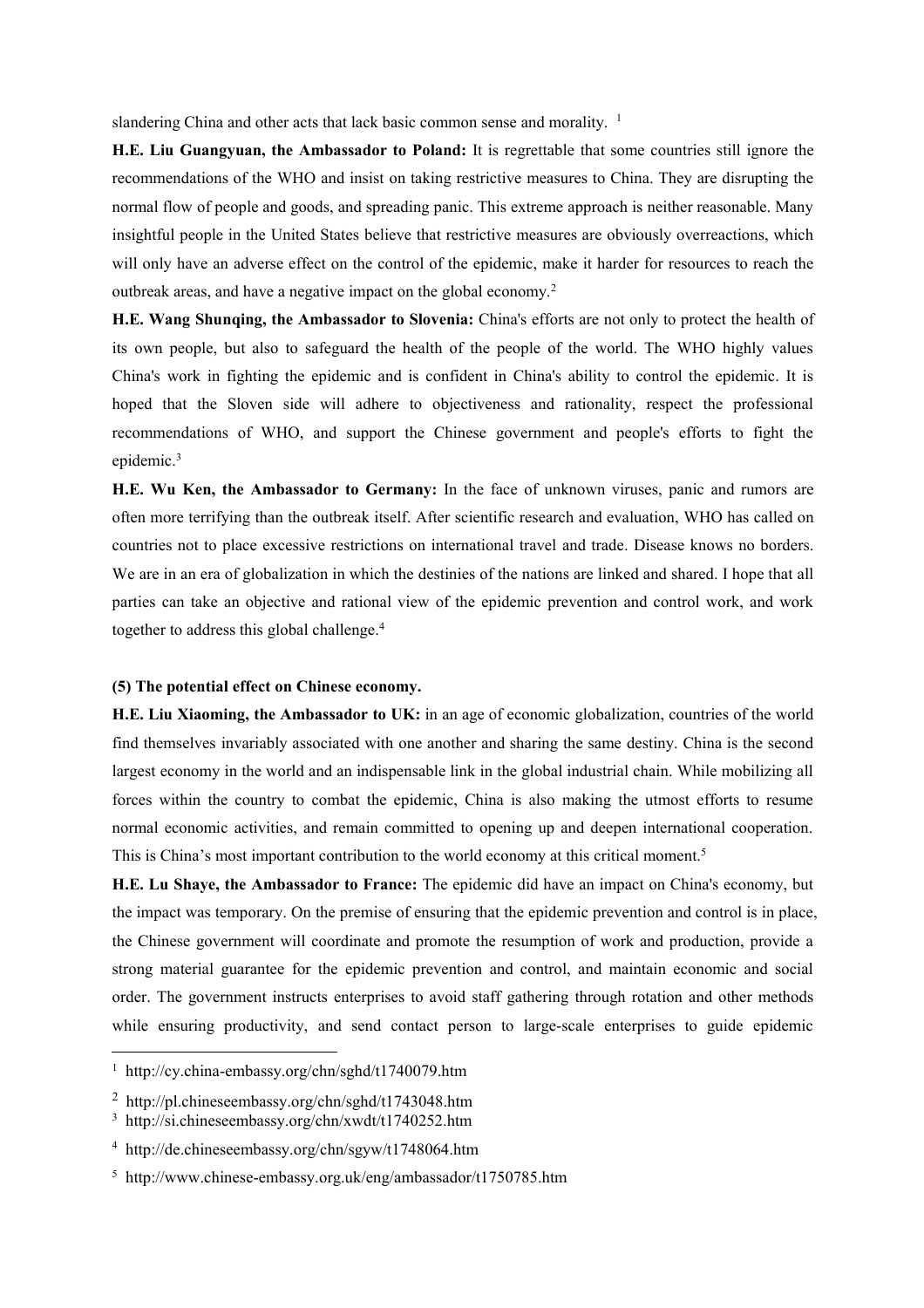slandering China and other acts that lack basic common sense and morality. [1]

**H.E. Liu Guangyuan, the Ambassador to Poland:** It is regrettable that some countries still ignore the recommendations of the WHO and insist on taking restrictive measures to China. They are disrupting the normal flow of people and goods, and spreading panic. This extreme approach is neither reasonable. Many insightful people in the United States believe that restrictive measures are obviously overreactions, which will only have an adverse effect on the control of the epidemic, make it harder for resources to reach the outbreak areas, and have a negative impact on the global economy.[2]

**H.E. Wang Shunqing, the Ambassador to Slovenia:** China's efforts are not only to protect the health of its own people, but also to safeguard the health of the people of the world. The WHO highly values China's work in fighting the epidemic and is confident in China's ability to control the epidemic. It is hoped that the Sloven side will adhere to objectiveness and rationality, respect the professional recommendations of WHO, and support the Chinese government and people's efforts to fight the epidemic.[3]

**H.E. Wu Ken, the Ambassador to Germany:** In the face of unknown viruses, panic and rumors are often more terrifying than the outbreak itself. After scientific research and evaluation, WHO has called on countries not to place excessive restrictions on international travel and trade. Disease knows no borders. We are in an era of globalization in which the destinies of the nations are linked and shared. I hope that all parties can take an objective and rational view of the epidemic prevention and control work, and work together to address this global challenge.[4]

**(5) The potential effect on Chinese economy.**

**H.E. Liu Xiaoming, the Ambassador to UK:** in an age of economic globalization, countries of the world find themselves invariably associated with one another and sharing the same destiny. China is the second largest economy in the world and an indispensable link in the global industrial chain. While mobilizing all forces within the country to combat the epidemic, China is also making the utmost efforts to resume normal economic activities, and remain committed to opening up and deepen international cooperation. This is China's most important contribution to the world economy at this critical moment.[5]

**H.E. Lu Shaye, the Ambassador to France:** The epidemic did have an impact on China's economy, but the impact was temporary. On the premise of ensuring that the epidemic prevention and control is in place, the Chinese government will coordinate and promote the resumption of work and production, provide a strong material guarantee for the epidemic prevention and control, and maintain economic and social order. The government instructs enterprises to avoid staff gathering through rotation and other methods while ensuring productivity, and send contact person to large-scale enterprises to guide epidemic

---

[1] http://cy.china-embassy.org/chn/sghd/t1740079.htm

[2] http://pl.chineseembassy.org/chn/sghd/t1743048.htm

[3] http://si.chineseembassy.org/chn/xwdt/t1740252.htm

[4] http://de.chineseembassy.org/chn/sgyw/t1748064.htm

[5] http://www.chinese-embassy.org.uk/eng/ambassador/t1750785.htm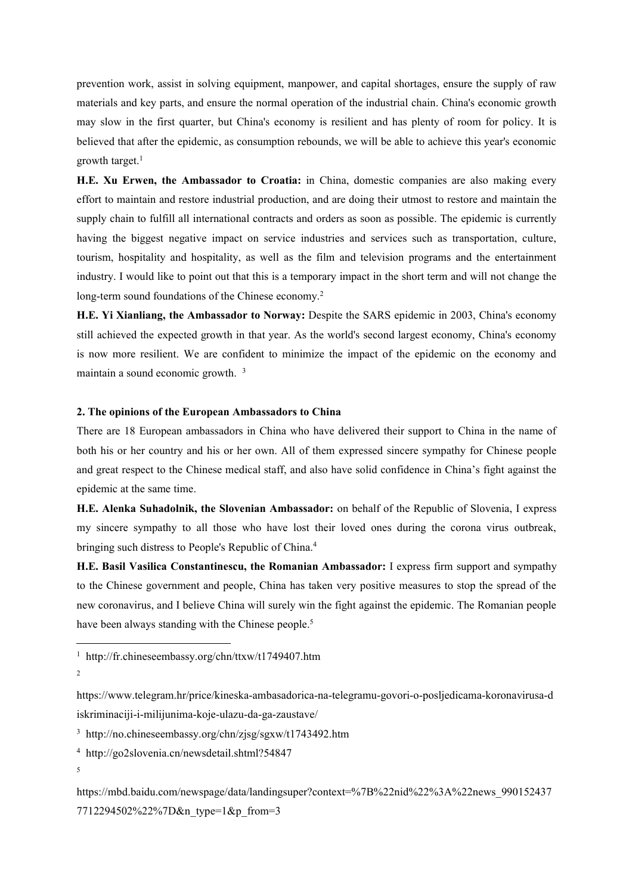prevention work, assist in solving equipment, manpower, and capital shortages, ensure the supply of raw materials and key parts, and ensure the normal operation of the industrial chain. China's economic growth may slow in the first quarter, but China's economy is resilient and has plenty of room for policy. It is believed that after the epidemic, as consumption rebounds, we will be able to achieve this year's economic growth target.[1]

**H.E. Xu Erwen, the Ambassador to Croatia:** in China, domestic companies are also making every effort to maintain and restore industrial production, and are doing their utmost to restore and maintain the supply chain to fulfill all international contracts and orders as soon as possible. The epidemic is currently having the biggest negative impact on service industries and services such as transportation, culture, tourism, hospitality and hospitality, as well as the film and television programs and the entertainment industry. I would like to point out that this is a temporary impact in the short term and will not change the long-term sound foundations of the Chinese economy.[2]

**H.E. Yi Xianliang, the Ambassador to Norway:** Despite the SARS epidemic in 2003, China's economy still achieved the expected growth in that year. As the world's second largest economy, China's economy is now more resilient. We are confident to minimize the impact of the epidemic on the economy and maintain a sound economic growth. [3]

**2. The opinions of the European Ambassadors to China**

There are 18 European ambassadors in China who have delivered their support to China in the name of both his or her country and his or her own. All of them expressed sincere sympathy for Chinese people and great respect to the Chinese medical staff, and also have solid confidence in China's fight against the epidemic at the same time.

**H.E. Alenka Suhadolnik, the Slovenian Ambassador:** on behalf of the Republic of Slovenia, I express my sincere sympathy to all those who have lost their loved ones during the corona virus outbreak, bringing such distress to People's Republic of China.[4]

**H.E. Basil Vasilica Constantinescu, the Romanian Ambassador:** I express firm support and sympathy to the Chinese government and people, China has taken very positive measures to stop the spread of the new coronavirus, and I believe China will surely win the fight against the epidemic. The Romanian people have been always standing with the Chinese people.[5]

---

[1] http://fr.chineseembassy.org/chn/ttxw/t1749407.htm

[2] https://www.telegram.hr/price/kineska-ambasadorica-na-telegramu-govori-o-posljedicama-koronavirusa-diskriminaciji-i-milijunima-koje-ulazu-da-ga-zaustave/

[3] http://no.chineseembassy.org/chn/zjsg/sgxw/t1743492.htm

[4] http://go2slovenia.cn/newsdetail.shtml?54847

[5] https://mbd.baidu.com/newspage/data/landingsuper?context=%7B%22nid%22%3A%22news_9901524377712294502%22%7D&n_type=1&p_from=3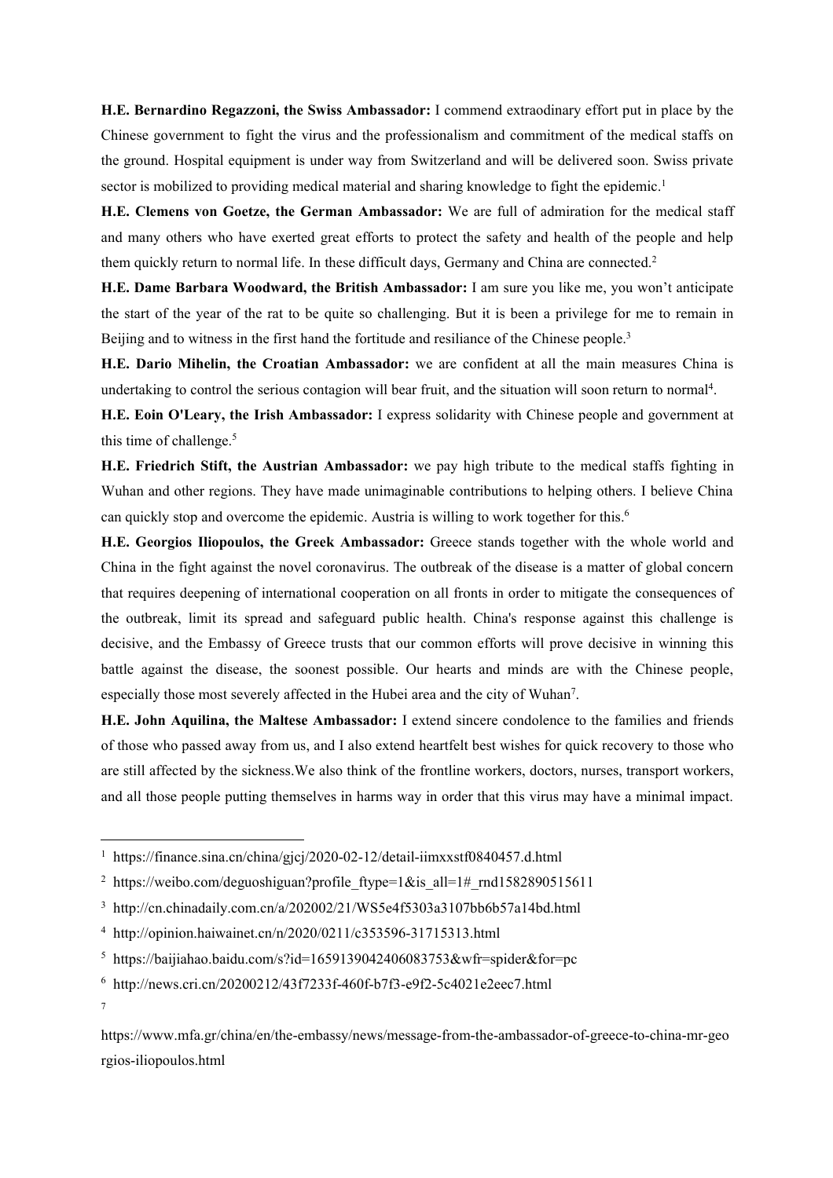**H.E. Bernardino Regazzoni, the Swiss Ambassador:** I commend extraodinary effort put in place by the Chinese government to fight the virus and the professionalism and commitment of the medical staffs on the ground. Hospital equipment is under way from Switzerland and will be delivered soon. Swiss private sector is mobilized to providing medical material and sharing knowledge to fight the epidemic.[1]

**H.E. Clemens von Goetze, the German Ambassador:** We are full of admiration for the medical staff and many others who have exerted great efforts to protect the safety and health of the people and help them quickly return to normal life. In these difficult days, Germany and China are connected.[2]

**H.E. Dame Barbara Woodward, the British Ambassador:** I am sure you like me, you won't anticipate the start of the year of the rat to be quite so challenging. But it is been a privilege for me to remain in Beijing and to witness in the first hand the fortitude and resiliance of the Chinese people.[3]

**H.E. Dario Mihelin, the Croatian Ambassador:** we are confident at all the main measures China is undertaking to control the serious contagion will bear fruit, and the situation will soon return to normal[4].

**H.E. Eoin O'Leary, the Irish Ambassador:** I express solidarity with Chinese people and government at this time of challenge.[5]

**H.E. Friedrich Stift, the Austrian Ambassador:** we pay high tribute to the medical staffs fighting in Wuhan and other regions. They have made unimaginable contributions to helping others. I believe China can quickly stop and overcome the epidemic. Austria is willing to work together for this.[6]

**H.E. Georgios Iliopoulos, the Greek Ambassador:** Greece stands together with the whole world and China in the fight against the novel coronavirus. The outbreak of the disease is a matter of global concern that requires deepening of international cooperation on all fronts in order to mitigate the consequences of the outbreak, limit its spread and safeguard public health. China's response against this challenge is decisive, and the Embassy of Greece trusts that our common efforts will prove decisive in winning this battle against the disease, the soonest possible. Our hearts and minds are with the Chinese people, especially those most severely affected in the Hubei area and the city of Wuhan[7].

**H.E. John Aquilina, the Maltese Ambassador:** I extend sincere condolence to the families and friends of those who passed away from us, and I also extend heartfelt best wishes for quick recovery to those who are still affected by the sickness.We also think of the frontline workers, doctors, nurses, transport workers, and all those people putting themselves in harms way in order that this virus may have a minimal impact.

---

[1] https://finance.sina.cn/china/gjcj/2020-02-12/detail-iimxxstf0840457.d.html

[2] https://weibo.com/deguoshiguan?profile_ftype=1&is_all=1#_rnd1582890515611

[3] http://cn.chinadaily.com.cn/a/202002/21/WS5e4f5303a3107bb6b57a14bd.html

[4] http://opinion.haiwainet.cn/n/2020/0211/c353596-31715313.html

[5] https://baijiahao.baidu.com/s?id=1659139042406083753&wfr=spider&for=pc

[6] http://news.cri.cn/20200212/43f7233f-460f-b7f3-e9f2-5c4021e2eec7.html

[7] https://www.mfa.gr/china/en/the-embassy/news/message-from-the-ambassador-of-greece-to-china-mr-georgios-iliopoulos.html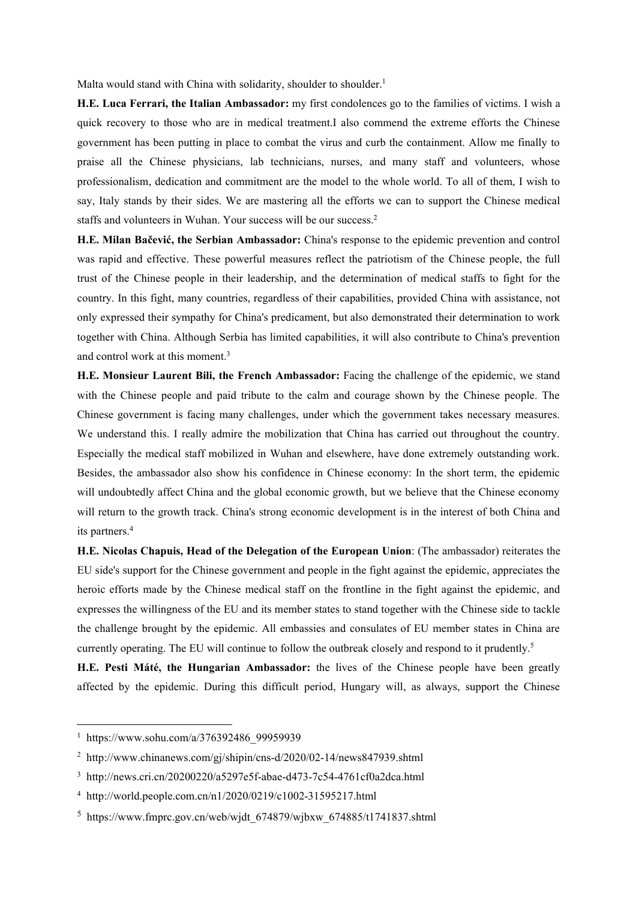Malta would stand with China with solidarity, shoulder to shoulder.[1]

**H.E. Luca Ferrari, the Italian Ambassador:** my first condolences go to the families of victims. I wish a quick recovery to those who are in medical treatment.I also commend the extreme efforts the Chinese government has been putting in place to combat the virus and curb the containment. Allow me finally to praise all the Chinese physicians, lab technicians, nurses, and many staff and volunteers, whose professionalism, dedication and commitment are the model to the whole world. To all of them, I wish to say, Italy stands by their sides. We are mastering all the efforts we can to support the Chinese medical staffs and volunteers in Wuhan. Your success will be our success.[2]

**H.E. Milan Bačević, the Serbian Ambassador:** China's response to the epidemic prevention and control was rapid and effective. These powerful measures reflect the patriotism of the Chinese people, the full trust of the Chinese people in their leadership, and the determination of medical staffs to fight for the country. In this fight, many countries, regardless of their capabilities, provided China with assistance, not only expressed their sympathy for China's predicament, but also demonstrated their determination to work together with China. Although Serbia has limited capabilities, it will also contribute to China's prevention and control work at this moment.[3]

**H.E. Monsieur Laurent Bili, the French Ambassador:** Facing the challenge of the epidemic, we stand with the Chinese people and paid tribute to the calm and courage shown by the Chinese people. The Chinese government is facing many challenges, under which the government takes necessary measures. We understand this. I really admire the mobilization that China has carried out throughout the country. Especially the medical staff mobilized in Wuhan and elsewhere, have done extremely outstanding work. Besides, the ambassador also show his confidence in Chinese economy: In the short term, the epidemic will undoubtedly affect China and the global economic growth, but we believe that the Chinese economy will return to the growth track. China's strong economic development is in the interest of both China and its partners.[4]

**H.E. Nicolas Chapuis, Head of the Delegation of the European Union**: (The ambassador) reiterates the EU side's support for the Chinese government and people in the fight against the epidemic, appreciates the heroic efforts made by the Chinese medical staff on the frontline in the fight against the epidemic, and expresses the willingness of the EU and its member states to stand together with the Chinese side to tackle the challenge brought by the epidemic. All embassies and consulates of EU member states in China are currently operating. The EU will continue to follow the outbreak closely and respond to it prudently.[5]

**H.E. Pesti Máté, the Hungarian Ambassador:** the lives of the Chinese people have been greatly affected by the epidemic. During this difficult period, Hungary will, as always, support the Chinese

---

[1] https://www.sohu.com/a/376392486_99959939

[2] http://www.chinanews.com/gj/shipin/cns-d/2020/02-14/news847939.shtml

[3] http://news.cri.cn/20200220/a5297e5f-abae-d473-7c54-4761cf0a2dca.html

[4] http://world.people.com.cn/n1/2020/0219/c1002-31595217.html

[5] https://www.fmprc.gov.cn/web/wjdt_674879/wjbxw_674885/t1741837.shtml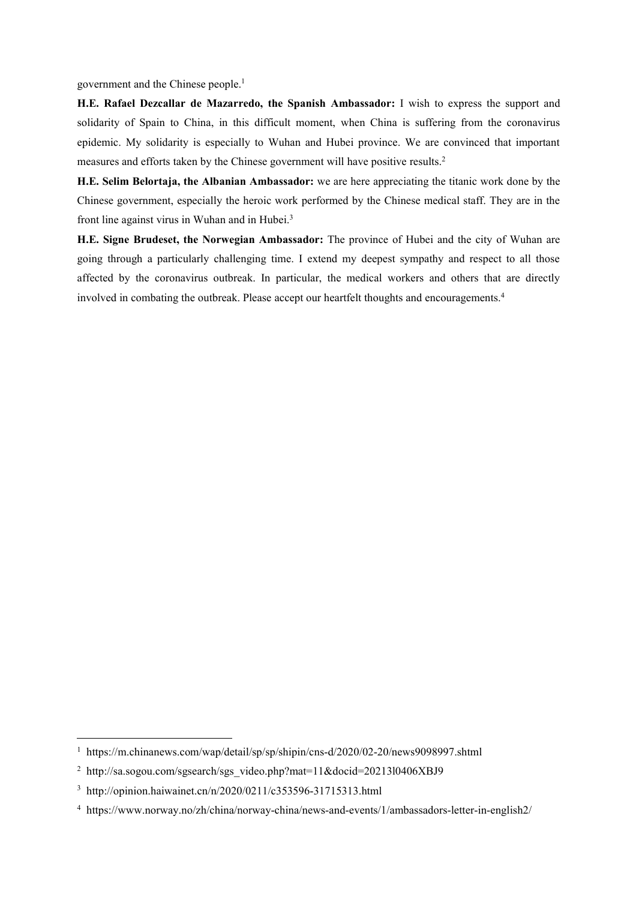government and the Chinese people.[1]

**H.E. Rafael Dezcallar de Mazarredo, the Spanish Ambassador:** I wish to express the support and solidarity of Spain to China, in this difficult moment, when China is suffering from the coronavirus epidemic. My solidarity is especially to Wuhan and Hubei province. We are convinced that important measures and efforts taken by the Chinese government will have positive results.[2]

**H.E. Selim Belortaja, the Albanian Ambassador:** we are here appreciating the titanic work done by the Chinese government, especially the heroic work performed by the Chinese medical staff. They are in the front line against virus in Wuhan and in Hubei.[3]

**H.E. Signe Brudeset, the Norwegian Ambassador:** The province of Hubei and the city of Wuhan are going through a particularly challenging time. I extend my deepest sympathy and respect to all those affected by the coronavirus outbreak. In particular, the medical workers and others that are directly involved in combating the outbreak. Please accept our heartfelt thoughts and encouragements.[4]

---

[1] https://m.chinanews.com/wap/detail/sp/sp/shipin/cns-d/2020/02-20/news9098997.shtml

[2] http://sa.sogou.com/sgsearch/sgs_video.php?mat=11&docid=20213l0406XBJ9

[3] http://opinion.haiwainet.cn/n/2020/0211/c353596-31715313.html

[4] https://www.norway.no/zh/china/norway-china/news-and-events/1/ambassadors-letter-in-english2/